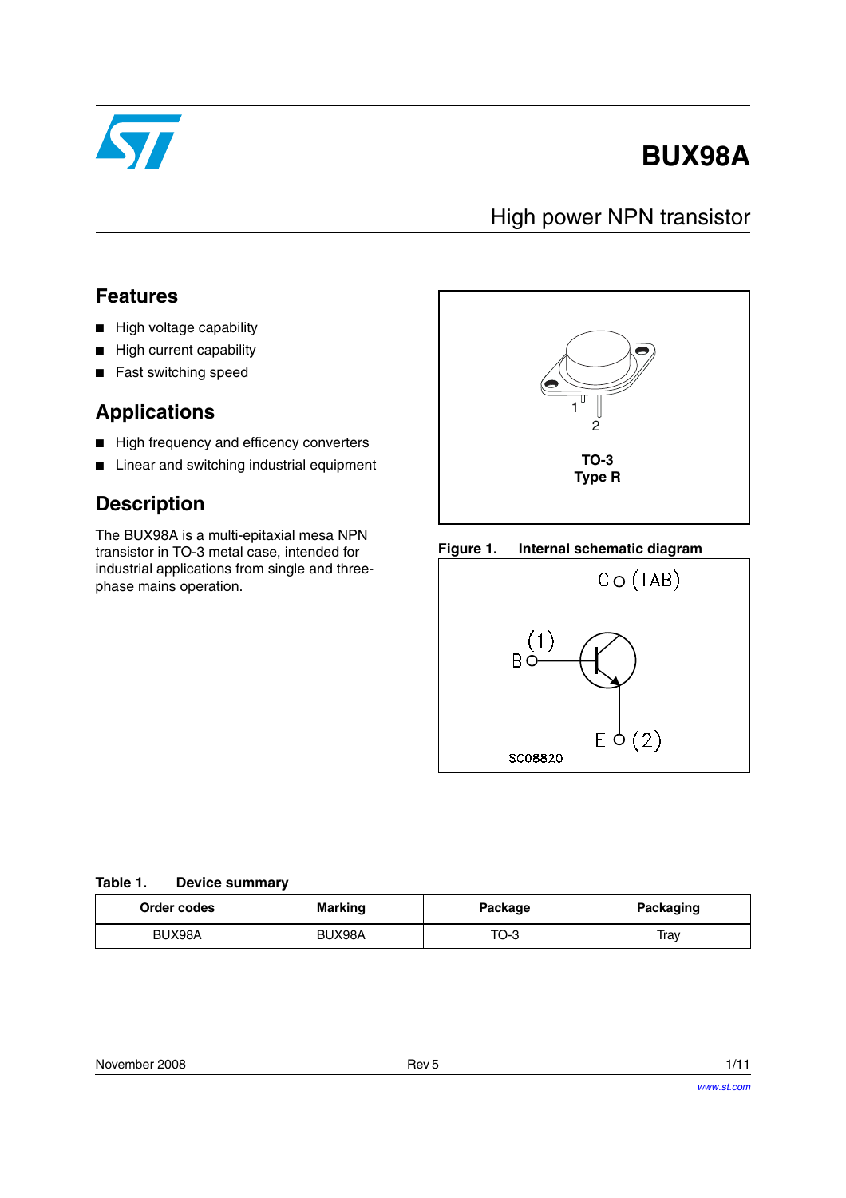# BUX98A

## High power NPN transistor

### Features

- High voltage capability
- High current capability
- Fast switching speed

### Applications

- High frequency and efficency converters
- Linear and switching industrial equipment

### Description

The BUX98A is a multi-epitaxial mesa NPN transistor in TO-3 metal case, intended for industrial applications from single and three-phase mains operation.

TO-3
Type R

**Figure 1. Internal schematic diagram**

**Table 1. Device summary**

| Order codes | Marking | Package | Packaging |
|---|---|---|---|
| BUX98A | BUX98A | TO-3 | Tray |

November 2008 Rev 5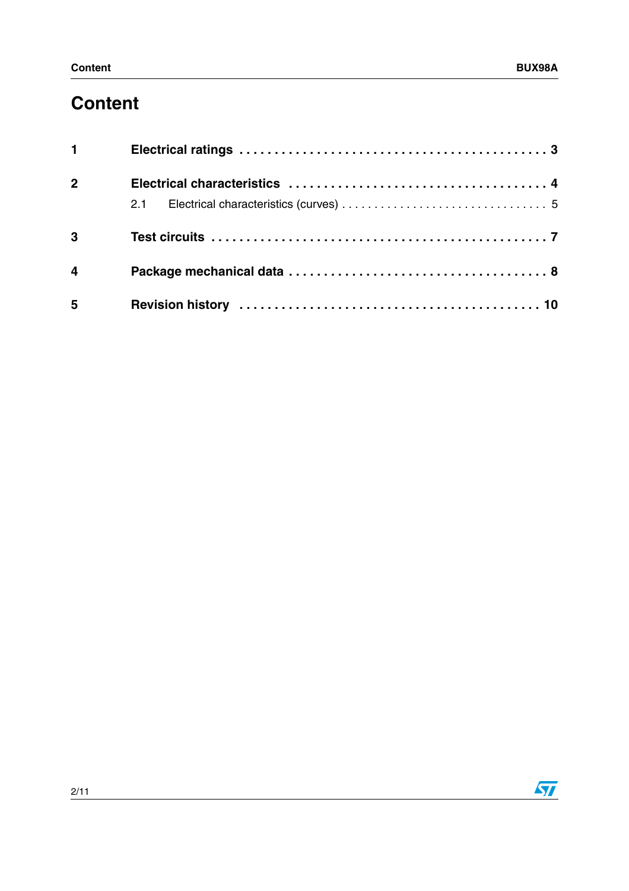# Content

1 **Electrical ratings** . . . . . . . . . . . . . . . . . . . . . . . . . . . . . . . . . . . . . . . . . . . . 3

2 **Electrical characteristics** . . . . . . . . . . . . . . . . . . . . . . . . . . . . . . . . . . . . 4

  2.1 Electrical characteristics (curves) . . . . . . . . . . . . . . . . . . . . . . . . . . . . . . . 5

3 **Test circuits** . . . . . . . . . . . . . . . . . . . . . . . . . . . . . . . . . . . . . . . . . . . . . . 7

4 **Package mechanical data** . . . . . . . . . . . . . . . . . . . . . . . . . . . . . . . . . . . . 8

5 **Revision history** . . . . . . . . . . . . . . . . . . . . . . . . . . . . . . . . . . . . . . . . . . 10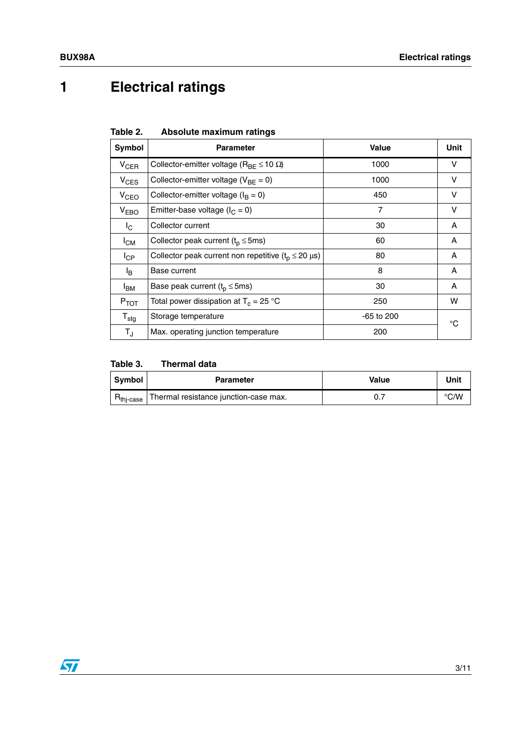# 1 Electrical ratings

Table 2. Absolute maximum ratings

| Symbol | Parameter | Value | Unit |
|---|---|---|---|
| $V_{CER}$ | Collector-emitter voltage ($R_{BE} \leq 10\ \Omega$) | 1000 | V |
| $V_{CES}$ | Collector-emitter voltage ($V_{BE} = 0$) | 1000 | V |
| $V_{CEO}$ | Collector-emitter voltage ($I_B = 0$) | 450 | V |
| $V_{EBO}$ | Emitter-base voltage ($I_C = 0$) | 7 | V |
| $I_C$ | Collector current | 30 | A |
| $I_{CM}$ | Collector peak current ($t_p \leq 5ms$) | 60 | A |
| $I_{CP}$ | Collector peak current non repetitive ($t_p \leq 20\ \mu s$) | 80 | A |
| $I_B$ | Base current | 8 | A |
| $I_{BM}$ | Base peak current ($t_p \leq 5ms$) | 30 | A |
| $P_{TOT}$ | Total power dissipation at $T_c = 25\ °C$ | 250 | W |
| $T_{stg}$ | Storage temperature | -65 to 200 | °C |
| $T_J$ | Max. operating junction temperature | 200 | °C |

Table 3. Thermal data

| Symbol | Parameter | Value | Unit |
|---|---|---|---|
| $R_{thj\text{-}case}$ | Thermal resistance junction-case max. | 0.7 | °C/W |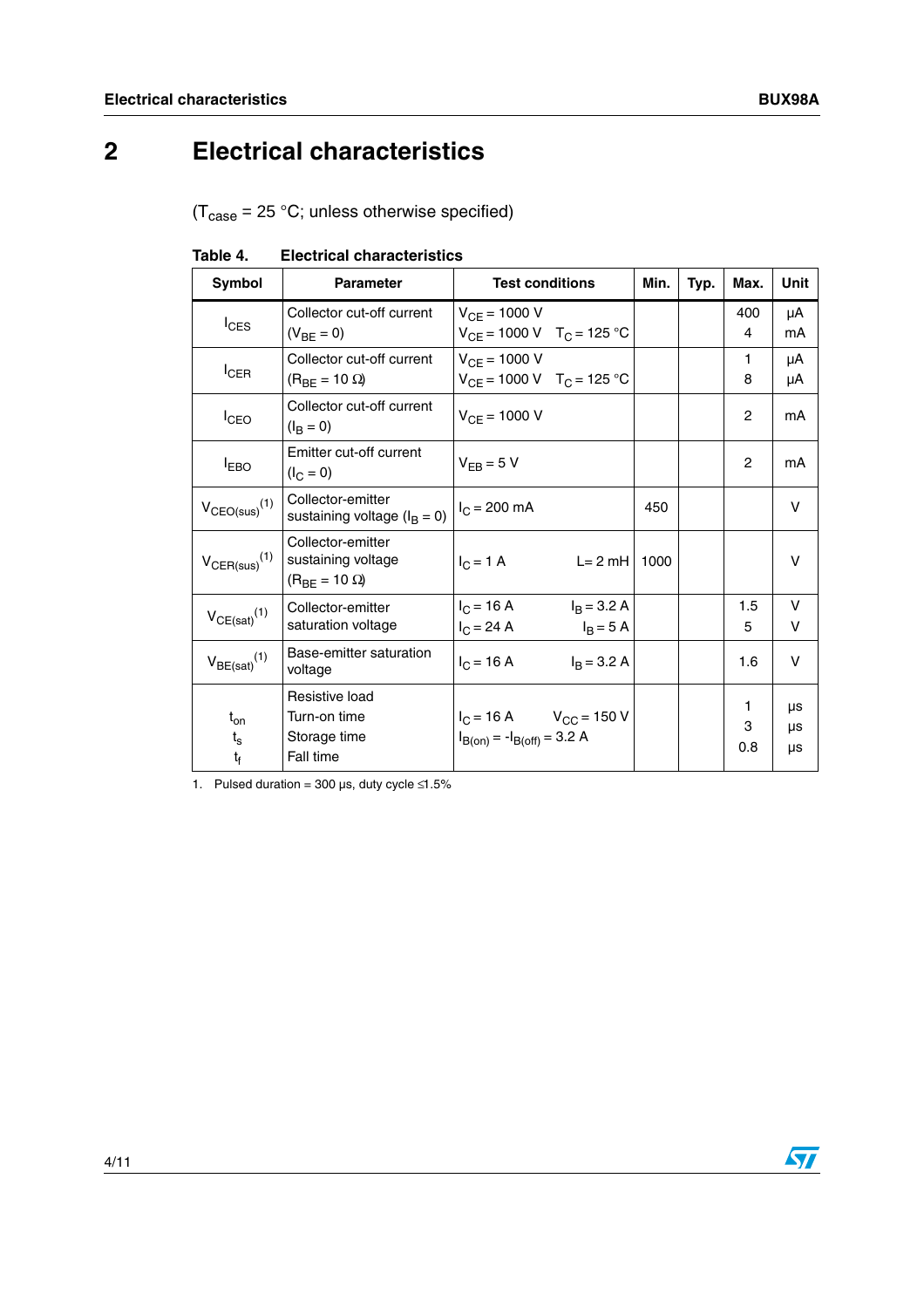# 2 Electrical characteristics

($T_{case}$ = 25 °C; unless otherwise specified)

**Table 4. Electrical characteristics**

| Symbol | Parameter | Test conditions | Min. | Typ. | Max. | Unit |
|---|---|---|---|---|---|---|
| $I_{CES}$ | Collector cut-off current ($V_{BE}$ = 0) | $V_{CE}$ = 1000 V<br>$V_{CE}$ = 1000 V $T_C$ = 125 °C | | | 400<br>4 | µA<br>mA |
| $I_{CER}$ | Collector cut-off current ($R_{BE}$ = 10 Ω) | $V_{CE}$ = 1000 V<br>$V_{CE}$ = 1000 V $T_C$ = 125 °C | | | 1<br>8 | µA<br>µA |
| $I_{CEO}$ | Collector cut-off current ($I_B$ = 0) | $V_{CE}$ = 1000 V | | | 2 | mA |
| $I_{EBO}$ | Emitter cut-off current ($I_C$ = 0) | $V_{EB}$ = 5 V | | | 2 | mA |
| $V_{CEO(sus)}$ [1] | Collector-emitter sustaining voltage ($I_B$ = 0) | $I_C$ = 200 mA | 450 | | | V |
| $V_{CER(sus)}$ [1] | Collector-emitter sustaining voltage ($R_{BE}$ = 10 Ω) | $I_C$ = 1 A L= 2 mH | 1000 | | | V |
| $V_{CE(sat)}$ [1] | Collector-emitter saturation voltage | $I_C$ = 16 A $I_B$ = 3.2 A<br>$I_C$ = 24 A $I_B$ = 5 A | | | 1.5<br>5 | V<br>V |
| $V_{BE(sat)}$ [1] | Base-emitter saturation voltage | $I_C$ = 16 A $I_B$ = 3.2 A | | | 1.6 | V |
| $t_{on}$<br>$t_s$<br>$t_f$ | Resistive load<br>Turn-on time<br>Storage time<br>Fall time | $I_C$ = 16 A $V_{CC}$ = 150 V<br>$I_{B(on)}$ = $-I_{B(off)}$ = 3.2 A | | | 1<br>3<br>0.8 | µs<br>µs<br>µs |

1. Pulsed duration = 300 µs, duty cycle ≤1.5%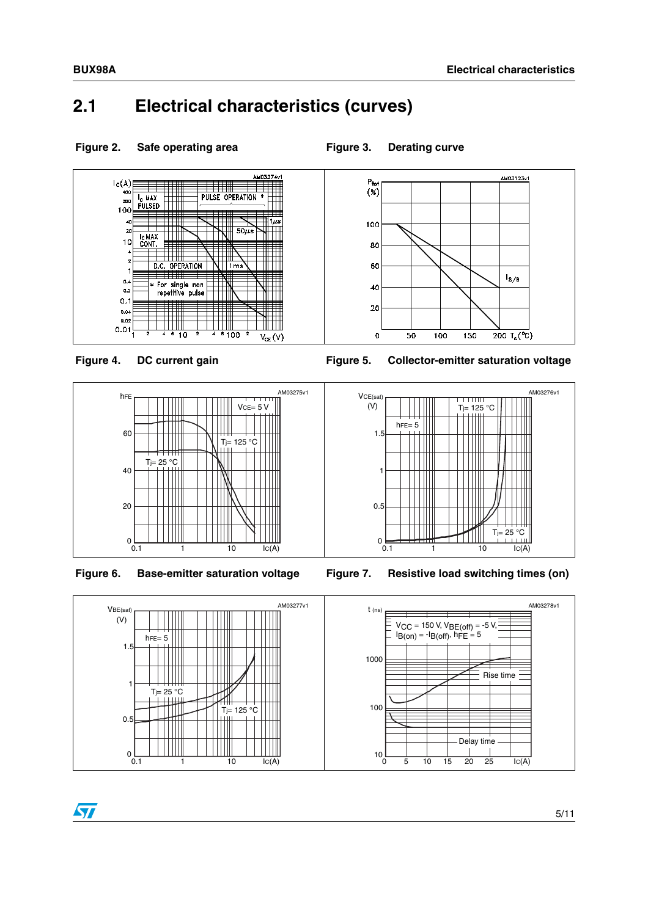## 2.1 Electrical characteristics (curves)

**Figure 2. Safe operating area**

**Figure 3. Derating curve**

**Figure 4. DC current gain**

**Figure 5. Collector-emitter saturation voltage**

**Figure 6. Base-emitter saturation voltage**

**Figure 7. Resistive load switching times (on)**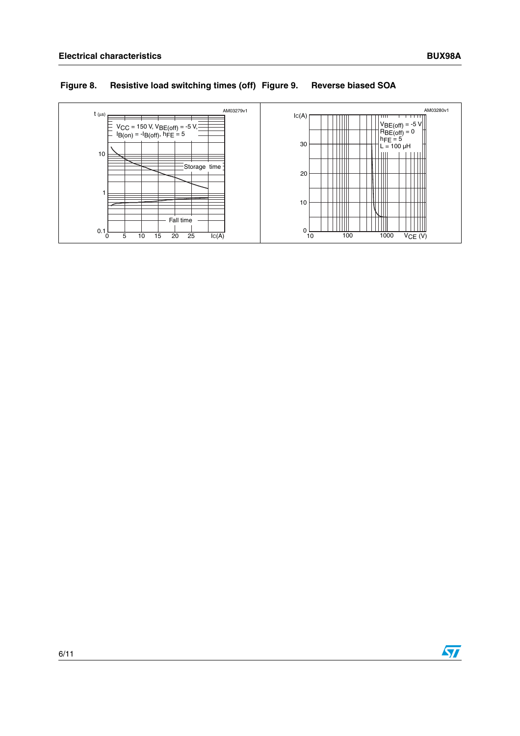**Figure 8. Resistive load switching times (off)**

**Figure 9. Reverse biased SOA**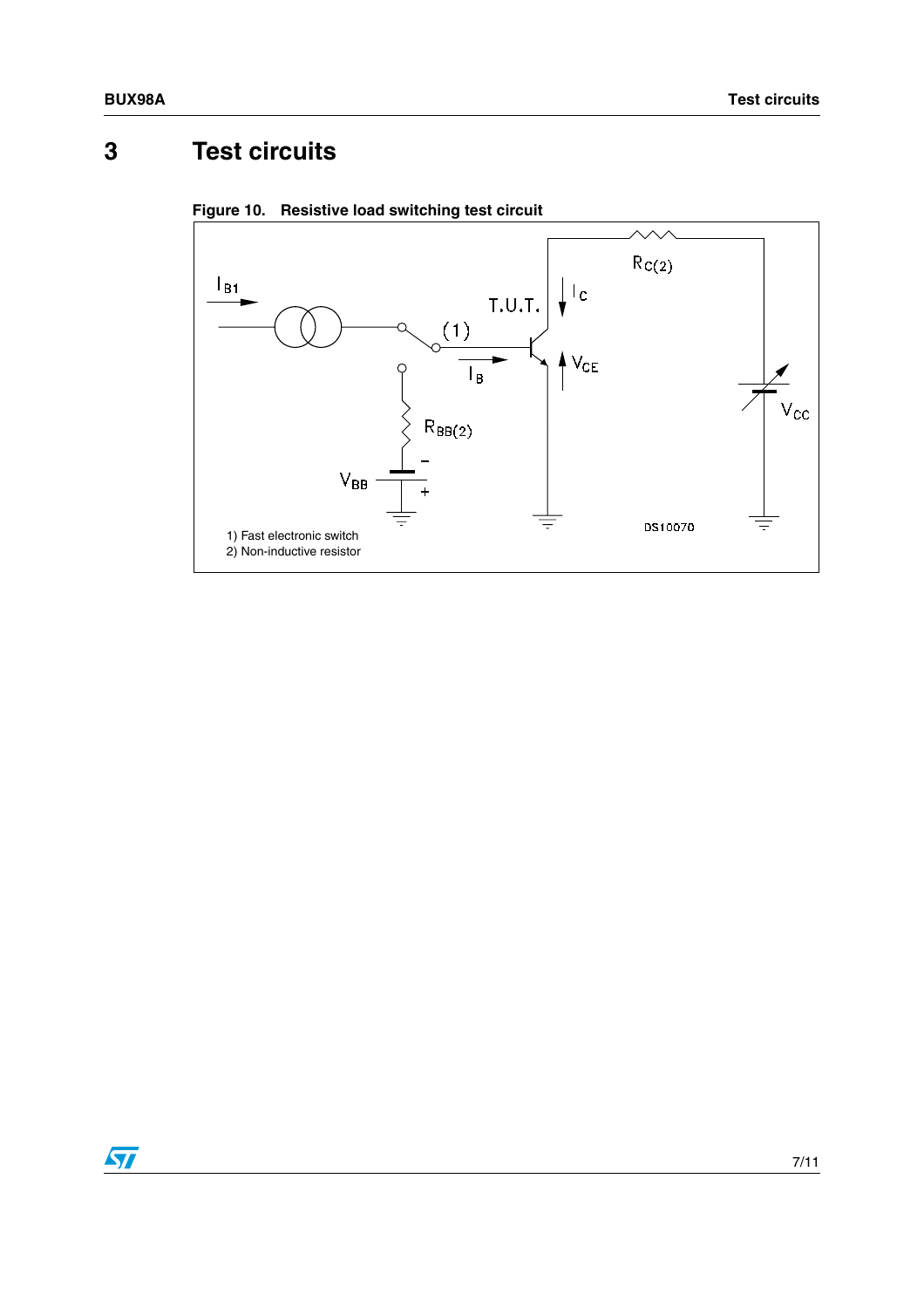# 3 Test circuits

**Figure 10. Resistive load switching test circuit**

1) Fast electronic switch
2) Non-inductive resistor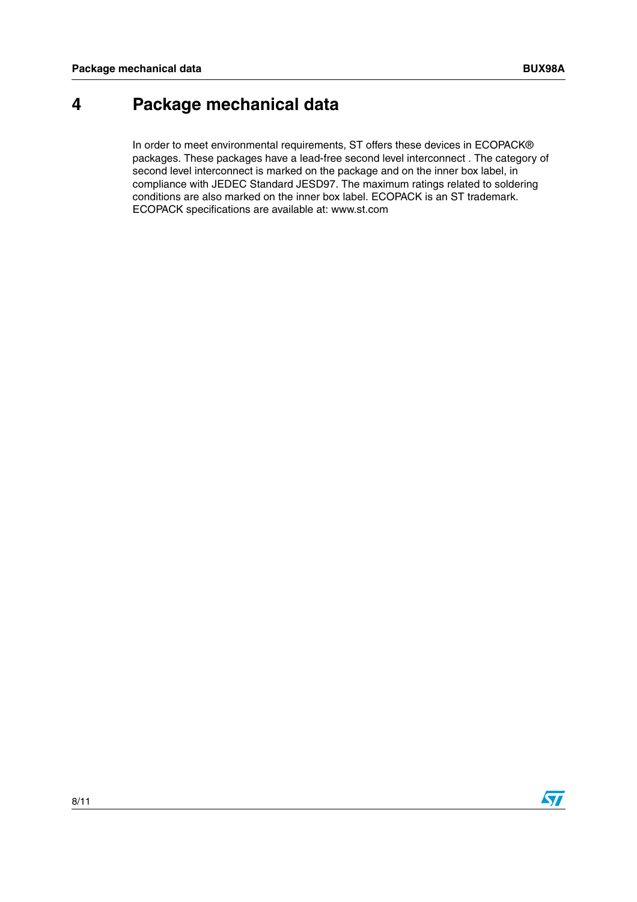# 4 Package mechanical data

In order to meet environmental requirements, ST offers these devices in ECOPACK® packages. These packages have a lead-free second level interconnect . The category of second level interconnect is marked on the package and on the inner box label, in compliance with JEDEC Standard JESD97. The maximum ratings related to soldering conditions are also marked on the inner box label. ECOPACK is an ST trademark. ECOPACK specifications are available at: www.st.com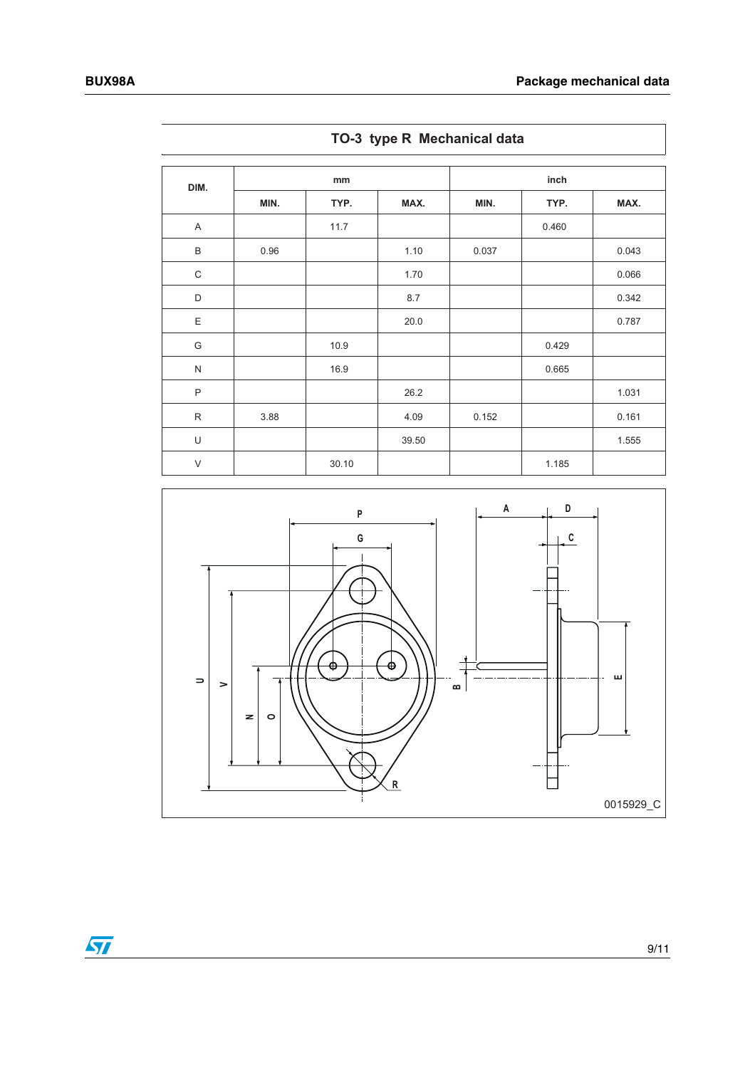## TO-3 type R Mechanical data

| DIM. | mm | | | inch | | |
|---|---|---|---|---|---|---|
| | MIN. | TYP. | MAX. | MIN. | TYP. | MAX. |
| A | | 11.7 | | | 0.460 | |
| B | 0.96 | | 1.10 | 0.037 | | 0.043 |
| C | | | 1.70 | | | 0.066 |
| D | | | 8.7 | | | 0.342 |
| E | | | 20.0 | | | 0.787 |
| G | | 10.9 | | | 0.429 | |
| N | | 16.9 | | | 0.665 | |
| P | | | 26.2 | | | 1.031 |
| R | 3.88 | | 4.09 | 0.152 | | 0.161 |
| U | | | 39.50 | | | 1.555 |
| V | | 30.10 | | | 1.185 | |

0015929_C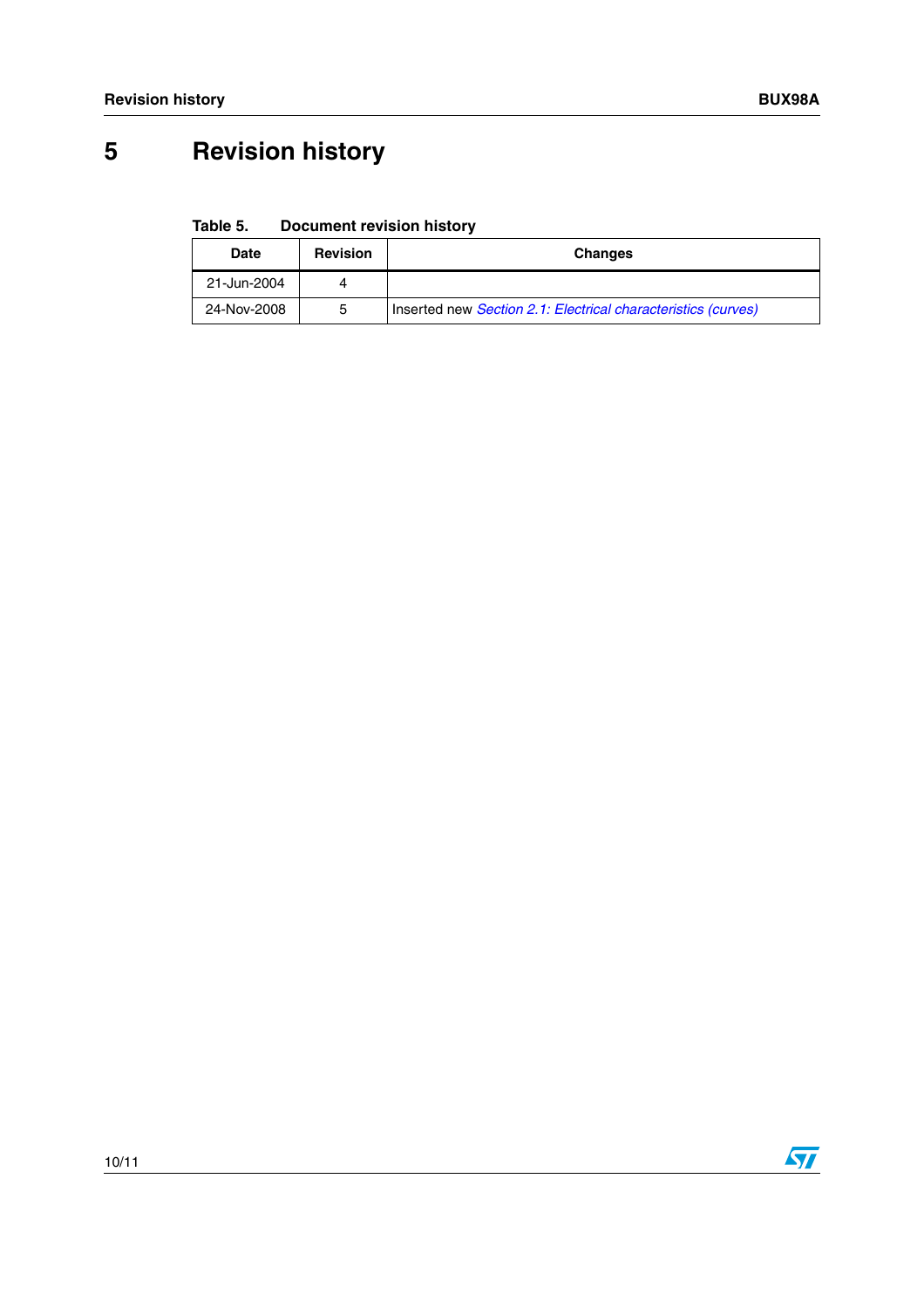# 5 Revision history

**Table 5. Document revision history**

| Date | Revision | Changes |
|---|---|---|
| 21-Jun-2004 | 4 | |
| 24-Nov-2008 | 5 | Inserted new *Section 2.1: Electrical characteristics (curves)* |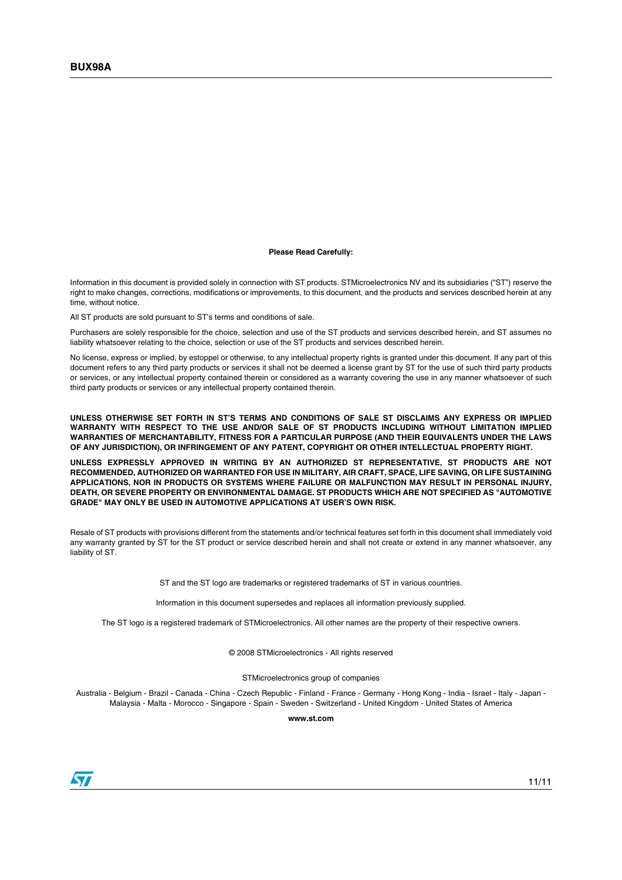**Please Read Carefully:**

Information in this document is provided solely in connection with ST products. STMicroelectronics NV and its subsidiaries (“ST”) reserve the right to make changes, corrections, modifications or improvements, to this document, and the products and services described herein at any time, without notice.

All ST products are sold pursuant to ST’s terms and conditions of sale.

Purchasers are solely responsible for the choice, selection and use of the ST products and services described herein, and ST assumes no liability whatsoever relating to the choice, selection or use of the ST products and services described herein.

No license, express or implied, by estoppel or otherwise, to any intellectual property rights is granted under this document. If any part of this document refers to any third party products or services it shall not be deemed a license grant by ST for the use of such third party products or services, or any intellectual property contained therein or considered as a warranty covering the use in any manner whatsoever of such third party products or services or any intellectual property contained therein.

**UNLESS OTHERWISE SET FORTH IN ST’S TERMS AND CONDITIONS OF SALE ST DISCLAIMS ANY EXPRESS OR IMPLIED WARRANTY WITH RESPECT TO THE USE AND/OR SALE OF ST PRODUCTS INCLUDING WITHOUT LIMITATION IMPLIED WARRANTIES OF MERCHANTABILITY, FITNESS FOR A PARTICULAR PURPOSE (AND THEIR EQUIVALENTS UNDER THE LAWS OF ANY JURISDICTION), OR INFRINGEMENT OF ANY PATENT, COPYRIGHT OR OTHER INTELLECTUAL PROPERTY RIGHT.**

**UNLESS EXPRESSLY APPROVED IN WRITING BY AN AUTHORIZED ST REPRESENTATIVE, ST PRODUCTS ARE NOT RECOMMENDED, AUTHORIZED OR WARRANTED FOR USE IN MILITARY, AIR CRAFT, SPACE, LIFE SAVING, OR LIFE SUSTAINING APPLICATIONS, NOR IN PRODUCTS OR SYSTEMS WHERE FAILURE OR MALFUNCTION MAY RESULT IN PERSONAL INJURY, DEATH, OR SEVERE PROPERTY OR ENVIRONMENTAL DAMAGE. ST PRODUCTS WHICH ARE NOT SPECIFIED AS "AUTOMOTIVE GRADE" MAY ONLY BE USED IN AUTOMOTIVE APPLICATIONS AT USER’S OWN RISK.**

Resale of ST products with provisions different from the statements and/or technical features set forth in this document shall immediately void any warranty granted by ST for the ST product or service described herein and shall not create or extend in any manner whatsoever, any liability of ST.

ST and the ST logo are trademarks or registered trademarks of ST in various countries.

Information in this document supersedes and replaces all information previously supplied.

The ST logo is a registered trademark of STMicroelectronics. All other names are the property of their respective owners.

© 2008 STMicroelectronics - All rights reserved

STMicroelectronics group of companies

Australia - Belgium - Brazil - Canada - China - Czech Republic - Finland - France - Germany - Hong Kong - India - Israel - Italy - Japan - Malaysia - Malta - Morocco - Singapore - Spain - Sweden - Switzerland - United Kingdom - United States of America

**www.st.com**